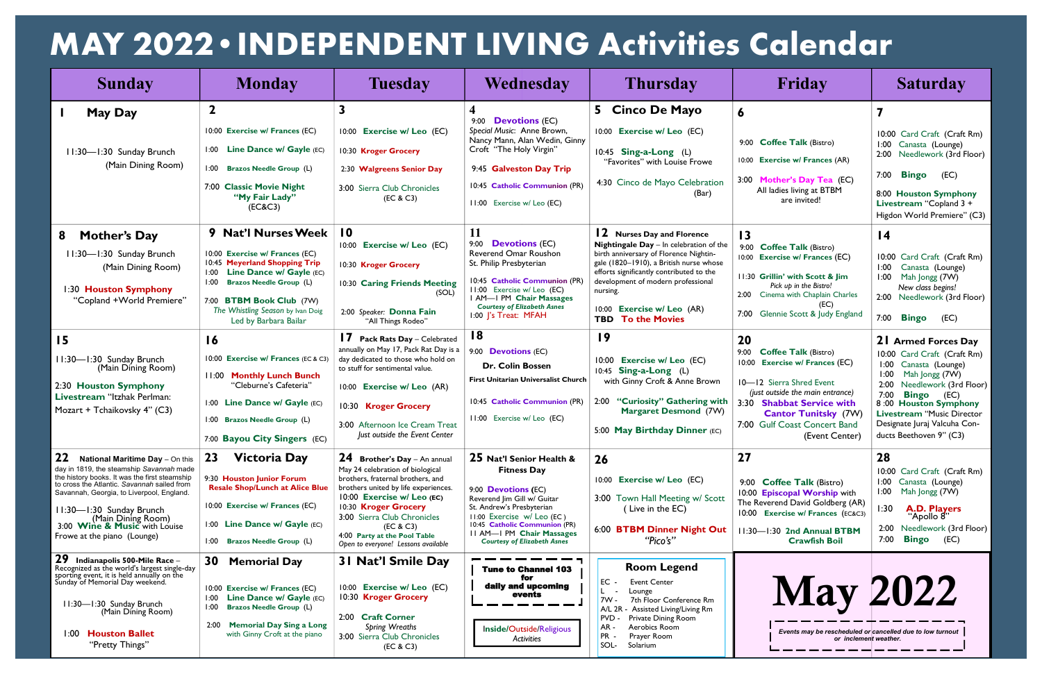# MAY 2022 • INDEPENDENT LIVING Activities Calendar

| Sunday | Monday | Tuesday | Wednesday | Thursday | Friday | Saturday |
|---|---|---|---|---|---|---|
| **1 May Day**<br><br>11:30—1:30 Sunday Brunch (Main Dining Room) | **2**<br><br>10:00 **Exercise w/ Frances** (EC)<br>1:00 **Line Dance w/ Gayle** (EC)<br>1:00 **Brazos Needle Group** (L)<br>7:00 **Classic Movie Night "My Fair Lady"** (EC&C3) | **3**<br><br>10:00 **Exercise w/ Leo** (EC)<br>10:30 **Kroger Grocery**<br>2:30 **Walgreens Senior Day**<br>3:00 Sierra Club Chronicles (EC & C3) | **4**<br>9:00 **Devotions** (EC)<br>*Special Music:* Anne Brown, Nancy Mann, Alan Wedin, Ginny Croft "The Holy Virgin"<br>9:45 **Galveston Day Trip**<br>10:45 **Catholic Communion** (PR)<br>11:00 Exercise w/ Leo (EC) | **5 Cinco De Mayo**<br><br>10:00 **Exercise w/ Leo** (EC)<br>10:45 **Sing-a-Long** (L) "Favorites" with Louise Frowe<br>4:30 Cinco de Mayo Celebration (Bar) | **6**<br><br>9:00 **Coffee Talk** (Bistro)<br>10:00 **Exercise w/ Frances** (AR)<br>3:00 **Mother's Day Tea** (EC) All ladies living at BTBM are invited! | **7**<br><br>10:00 Card Craft (Craft Rm)<br>1:00 Canasta (Lounge)<br>2:00 Needlework (3rd Floor)<br>7:00 **Bingo** (EC)<br>8:00 **Houston Symphony Livestream** "Copland 3 + Higdon World Premiere" (C3) |
| **8 Mother's Day**<br>11:30—1:30 Sunday Brunch (Main Dining Room)<br>1:30 **Houston Symphony** "Copland +World Premiere" | **9 Nat'l Nurses Week**<br>10:00 **Exercise w/ Frances** (EC)<br>10:45 **Meyerland Shopping Trip**<br>1:00 **Line Dance w/ Gayle** (EC)<br>1:00 **Brazos Needle Group** (L)<br>7:00 **BTBM Book Club** (7W) *The Whistling Season by Ivan Doig* *Led by Barbara Bailar* | **10**<br>10:00 **Exercise w/ Leo** (EC)<br>10:30 **Kroger Grocery**<br>10:30 **Caring Friends Meeting** (SOL)<br>2:00 *Speaker:* **Donna Fain** "All Things Rodeo" | **11**<br>9:00 **Devotions** (EC)<br>Reverend Omar Roushon St. Philip Presbyterian<br>10:45 **Catholic Communion** (PR)<br>11:00 Exercise w/ Leo (EC)<br>1 AM—1 PM **Chair Massages** *Courtesy of Elizabeth Asnes*<br>1:00 J's Treat: MFAH | **12 Nurses Day and Florence Nightingale Day** – In celebration of the birth anniversary of Florence Nightingale (1820–1910), a British nurse whose efforts significantly contributed to the development of modern professional nursing.<br>10:00 **Exercise w/ Leo** (AR)<br>**TBD To the Movies** | **13**<br>9:00 **Coffee Talk** (Bistro)<br>10:00 **Exercise w/ Frances** (EC)<br>11:30 **Grillin' with Scott & Jim** *Pick up in the Bistro!*<br>2:00 Cinema with Chaplain Charles (EC)<br>7:00 Glennie Scott & Judy England | **14**<br><br>10:00 Card Craft (Craft Rm)<br>1:00 Canasta (Lounge)<br>1:00 Mah Jongg (7W) *New class begins!*<br>2:00 Needlework (3rd Floor)<br>7:00 **Bingo** (EC) |
| **15**<br>11:30—1:30 Sunday Brunch (Main Dining Room)<br>2:30 **Houston Symphony Livestream** "Itzhak Perlman: Mozart + Tchaikovsky 4" (C3) | **16**<br>10:00 **Exercise w/ Frances** (EC & C3)<br>11:00 **Monthly Lunch Bunch** "Cleburne's Cafeteria"<br>1:00 **Line Dance w/ Gayle** (EC)<br>1:00 **Brazos Needle Group** (L)<br>7:00 **Bayou City Singers** (EC) | **17 Pack Rats Day** – Celebrated annually on May 17, Pack Rat Day is a day dedicated to those who hold on to stuff for sentimental value.<br>10:00 **Exercise w/ Leo** (AR)<br>10:30 **Kroger Grocery**<br>3:00 Afternoon Ice Cream Treat *Just outside the Event Center* | **18**<br>9:00 **Devotions** (EC)<br>**Dr. Colin Bossen**<br>**First Unitarian Universalist Church**<br>10:45 **Catholic Communion** (PR)<br>11:00 Exercise w/ Leo (EC) | **19**<br>10:00 **Exercise w/ Leo** (EC)<br>10:45 **Sing-a-Long** (L) with Ginny Croft & Anne Brown<br>2:00 **"Curiosity" Gathering with Margaret Desmond** (7W)<br>5:00 **May Birthday Dinner** (EC) | **20**<br>9:00 **Coffee Talk** (Bistro)<br>10:00 **Exercise w/ Frances** (EC)<br>10—12 Sierra Shred Event *(just outside the main entrance)*<br>3:30 **Shabbat Service with Cantor Tunitsky** (7W)<br>7:00 Gulf Coast Concert Band (Event Center) | **21 Armed Forces Day**<br>10:00 Card Craft (Craft Rm)<br>1:00 Canasta (Lounge)<br>1:00 Mah Jongg (7W)<br>2:00 Needlework (3rd Floor)<br>7:00 **Bingo** (EC)<br>8 :00 **Houston Symphony Livestream** "Music Director Designate Juraj Valcuha Conducts Beethoven 9" (C3) |
| **22 National Maritime Day** – On this day in 1819, the steamship *Savannah* made the history books. It was the first steamship to cross the Atlantic. *Savannah* sailed from Savannah, Georgia, to Liverpool, England.<br>11:30—1:30 Sunday Brunch (Main Dining Room)<br>3:00 **Wine & Music** with Louise Frowe at the piano (Lounge) | **23 Victoria Day**<br>9:30 **Houston Junior Forum Resale Shop/Lunch at Alice Blue**<br>10:00 **Exercise w/ Frances** (EC)<br>1:00 **Line Dance w/ Gayle** (EC)<br>1:00 **Brazos Needle Group** (L) | **24 Brother's Day** – An annual May 24 celebration of biological brothers, fraternal brothers, and brothers united by life experiences.<br>10:00 **Exercise w/ Leo** (EC)<br>10:30 **Kroger Grocery**<br>3:00 Sierra Club Chronicles (EC & C3)<br>4:00 **Party at the Pool Table** *Open to everyone! Lessons available* | **25 Nat'l Senior Health & Fitness Day**<br>9:00 **Devotions** (EC)<br>Reverend Jim Gill w/ Guitar St. Andrew's Presbyterian<br>11:00 Exercise w/ Leo (EC)<br>10:45 **Catholic Communion** (PR)<br>11 AM—1 PM **Chair Massages** *Courtesy of Elizabeth Asnes* | **26**<br>10:00 **Exercise w/ Leo** (EC)<br>3:00 Town Hall Meeting w/ Scott (Live in the EC)<br>6:00 **BTBM Dinner Night Out** *"Pico's"* | **27**<br>9:00 **Coffee Talk** (Bistro)<br>10:00 **Episcopal Worship** with The Reverend David Goldberg (AR)<br>10:00 **Exercise w/ Frances** (EC&C3)<br>11:30—1:30 **2nd Annual BTBM Crawfish Boil** | **28**<br>10:00 Card Craft (Craft Rm)<br>1:00 Canasta (Lounge)<br>1:00 Mah Jongg (7W)<br>1:30 **A.D. Players** "Apollo 8"<br>2:00 Needlework (3rd Floor)<br>7:00 **Bingo** (EC) |
| **29 Indianapolis 500-Mile Race** – Recognized as the world's largest single-day sporting event, it is held annually on the Sunday of Memorial Day weekend.<br>11:30—1:30 Sunday Brunch (Main Dining Room)<br>1:00 **Houston Ballet** "Pretty Things" | **30 Memorial Day**<br>10:00 **Exercise w/ Frances** (EC)<br>1:00 **Line Dance w/ Gayle** (EC)<br>1:00 **Brazos Needle Group** (L)<br>2:00 **Memorial Day Sing a Long** with Ginny Croft at the piano | **31 Nat'l Smile Day**<br>10:00 **Exercise w/ Leo** (EC)<br>10:30 **Kroger Grocery**<br>2:00 **Craft Corner** *Spring Wreaths*<br>3:00 Sierra Club Chronicles (EC & C3) | **Tune to Channel 103 for daily and upcoming events**<br><br>**Inside/Outside/Religious** *Activities* | **Room Legend**<br>EC - Event Center<br>L - Lounge<br>7W - 7th Floor Conference Rm<br>A/L 2R - Assisted Living/Living Rm<br>PVD - Private Dining Room<br>AR - Aerobics Room<br>PR - Prayer Room<br>SOL- Solarium | **May 2022**<br><br>*Events may be rescheduled or cancelled due to low turnout or inclement weather.* | |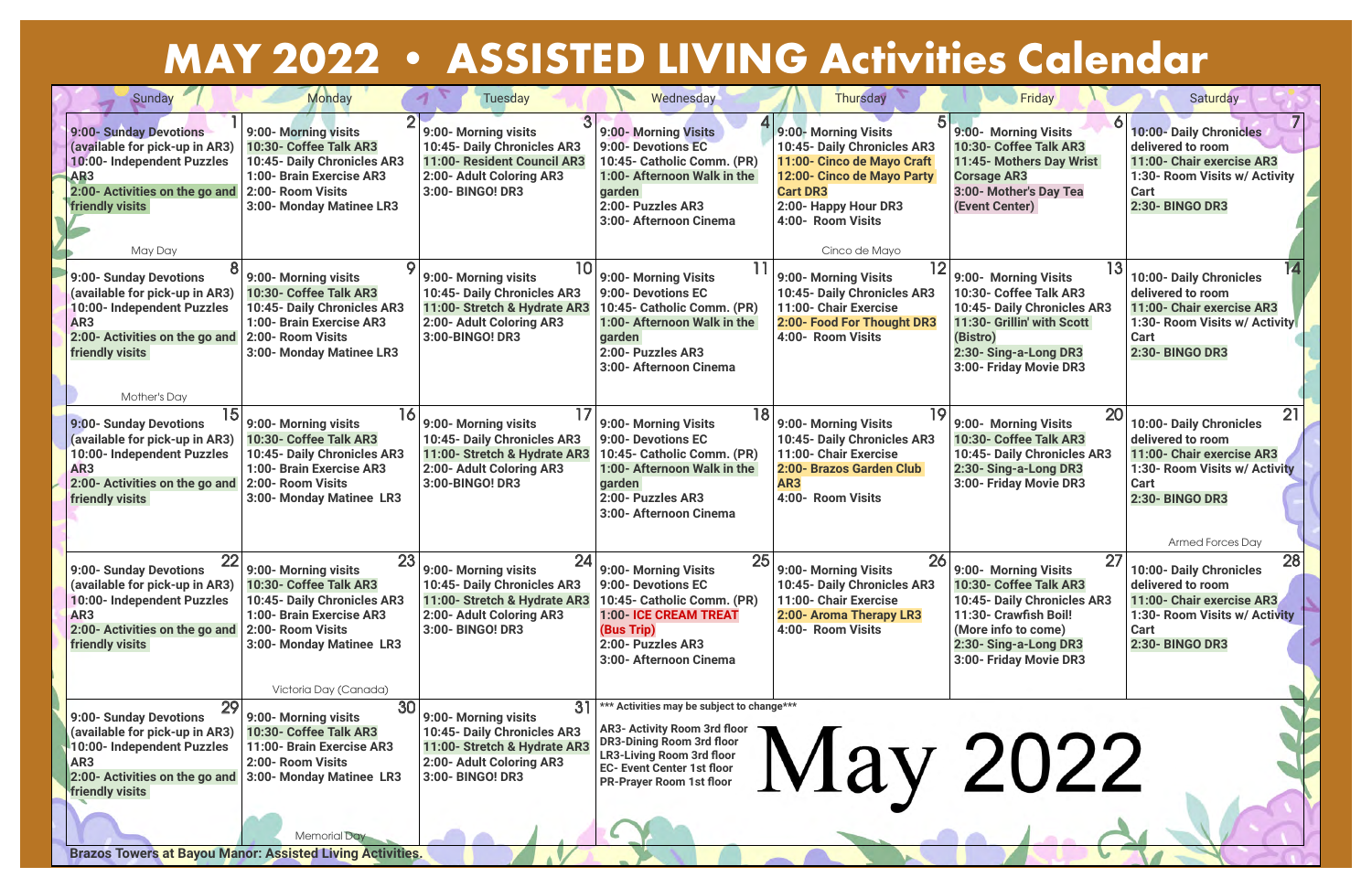# MAY 2022 • ASSISTED LIVING Activities Calendar

| Sunday | Monday | Tuesday | Wednesday | Thursday | Friday | Saturday |
|---|---|---|---|---|---|---|
| **1**<br>9:00- Sunday Devotions (available for pick-up in AR3)<br>10:00- Independent Puzzles AR3<br>2:00- Activities on the go and friendly visits<br>May Day | **2**<br>9:00- Morning visits<br>10:30- Coffee Talk AR3<br>10:45- Daily Chronicles AR3<br>1:00- Brain Exercise AR3<br>2:00- Room Visits<br>3:00- Monday Matinee LR3 | **3**<br>9:00- Morning visits<br>10:45- Daily Chronicles AR3<br>11:00- Resident Council AR3<br>2:00- Adult Coloring AR3<br>3:00- BINGO! DR3 | **4**<br>9:00- Morning Visits<br>9:00- Devotions EC<br>10:45- Catholic Comm. (PR)<br>1:00- Afternoon Walk in the garden<br>2:00- Puzzles AR3<br>3:00- Afternoon Cinema | **5**<br>9:00- Morning Visits<br>10:45- Daily Chronicles AR3<br>11:00- Cinco de Mayo Craft<br>12:00- Cinco de Mayo Party Cart DR3<br>2:00- Happy Hour DR3<br>4:00- Room Visits<br>Cinco de Mayo | **6**<br>9:00- Morning Visits<br>10:30- Coffee Talk AR3<br>11:45- Mothers Day Wrist Corsage AR3<br>3:00- Mother's Day Tea (Event Center) | **7**<br>10:00- Daily Chronicles delivered to room<br>11:00- Chair exercise AR3<br>1:30- Room Visits w/ Activity Cart<br>2:30- BINGO DR3 |
| **8**<br>9:00- Sunday Devotions (available for pick-up in AR3)<br>10:00- Independent Puzzles AR3<br>2:00- Activities on the go and friendly visits<br>Mother's Day | **9**<br>9:00- Morning visits<br>10:30- Coffee Talk AR3<br>10:45- Daily Chronicles AR3<br>1:00- Brain Exercise AR3<br>2:00- Room Visits<br>3:00- Monday Matinee LR3 | **10**<br>9:00- Morning visits<br>10:45- Daily Chronicles AR3<br>11:00- Stretch & Hydrate AR3<br>2:00- Adult Coloring AR3<br>3:00-BINGO! DR3 | **11**<br>9:00- Morning Visits<br>9:00- Devotions EC<br>10:45- Catholic Comm. (PR)<br>1:00- Afternoon Walk in the garden<br>2:00- Puzzles AR3<br>3:00- Afternoon Cinema | **12**<br>9:00- Morning Visits<br>10:45- Daily Chronicles AR3<br>11:00- Chair Exercise<br>2:00- Food For Thought DR3<br>4:00- Room Visits | **13**<br>9:00- Morning Visits<br>10:30- Coffee Talk AR3<br>10:45- Daily Chronicles AR3<br>11:30- Grillin' with Scott (Bistro)<br>2:30- Sing-a-Long DR3<br>3:00- Friday Movie DR3 | **14**<br>10:00- Daily Chronicles delivered to room<br>11:00- Chair exercise AR3<br>1:30- Room Visits w/ Activity Cart<br>2:30- BINGO DR3 |
| **15**<br>9:00- Sunday Devotions (available for pick-up in AR3)<br>10:00- Independent Puzzles AR3<br>2:00- Activities on the go and friendly visits | **16**<br>9:00- Morning visits<br>10:30- Coffee Talk AR3<br>10:45- Daily Chronicles AR3<br>1:00- Brain Exercise AR3<br>2:00- Room Visits<br>3:00- Monday Matinee LR3 | **17**<br>9:00- Morning visits<br>10:45- Daily Chronicles AR3<br>11:00- Stretch & Hydrate AR3<br>2:00- Adult Coloring AR3<br>3:00-BINGO! DR3 | **18**<br>9:00- Morning Visits<br>9:00- Devotions EC<br>10:45- Catholic Comm. (PR)<br>1:00- Afternoon Walk in the garden<br>2:00- Puzzles AR3<br>3:00- Afternoon Cinema | **19**<br>9:00- Morning Visits<br>10:45- Daily Chronicles AR3<br>11:00- Chair Exercise<br>2:00- Brazos Garden Club AR3<br>4:00- Room Visits | **20**<br>9:00- Morning Visits<br>10:30- Coffee Talk AR3<br>10:45- Daily Chronicles AR3<br>2:30- Sing-a-Long DR3<br>3:00- Friday Movie DR3 | **21**<br>10:00- Daily Chronicles delivered to room<br>11:00- Chair exercise AR3<br>1:30- Room Visits w/ Activity Cart<br>2:30- BINGO DR3<br>Armed Forces Day |
| **22**<br>9:00- Sunday Devotions (available for pick-up in AR3)<br>10:00- Independent Puzzles AR3<br>2:00- Activities on the go and friendly visits | **23**<br>9:00- Morning visits<br>10:30- Coffee Talk AR3<br>10:45- Daily Chronicles AR3<br>1:00- Brain Exercise AR3<br>2:00- Room Visits<br>3:00- Monday Matinee LR3<br>Victoria Day (Canada) | **24**<br>9:00- Morning visits<br>10:45- Daily Chronicles AR3<br>11:00- Stretch & Hydrate AR3<br>2:00- Adult Coloring AR3<br>3:00- BINGO! DR3 | **25**<br>9:00- Morning Visits<br>9:00- Devotions EC<br>10:45- Catholic Comm. (PR)<br>1:00- ICE CREAM TREAT (Bus Trip)<br>2:00- Puzzles AR3<br>3:00- Afternoon Cinema | **26**<br>9:00- Morning Visits<br>10:45- Daily Chronicles AR3<br>11:00- Chair Exercise<br>2:00- Aroma Therapy LR3<br>4:00- Room Visits | **27**<br>9:00- Morning Visits<br>10:30- Coffee Talk AR3<br>10:45- Daily Chronicles AR3<br>11:30- Crawfish Boil! (More info to come)<br>2:30- Sing-a-Long DR3<br>3:00- Friday Movie DR3 | **28**<br>10:00- Daily Chronicles delivered to room<br>11:00- Chair exercise AR3<br>1:30- Room Visits w/ Activity Cart<br>2:30- BINGO DR3 |
| **29**<br>9:00- Sunday Devotions (available for pick-up in AR3)<br>10:00- Independent Puzzles AR3<br>2:00- Activities on the go and friendly visits | **30**<br>9:00- Morning visits<br>10:30- Coffee Talk AR3<br>11:00- Brain Exercise AR3<br>2:00- Room Visits<br>3:00- Monday Matinee LR3<br>Memorial Day | **31**<br>9:00- Morning visits<br>10:45- Daily Chronicles AR3<br>11:00- Stretch & Hydrate AR3<br>2:00- Adult Coloring AR3<br>3:00- BINGO! DR3 | | | | |

***Activities may be subject to change***

AR3- Activity Room 3rd floor
DR3-Dining Room 3rd floor
LR3-Living Room 3rd floor
EC- Event Center 1st floor
PR-Prayer Room 1st floor

# May 2022

**Brazos Towers at Bayou Manor: Assisted Living Activities.**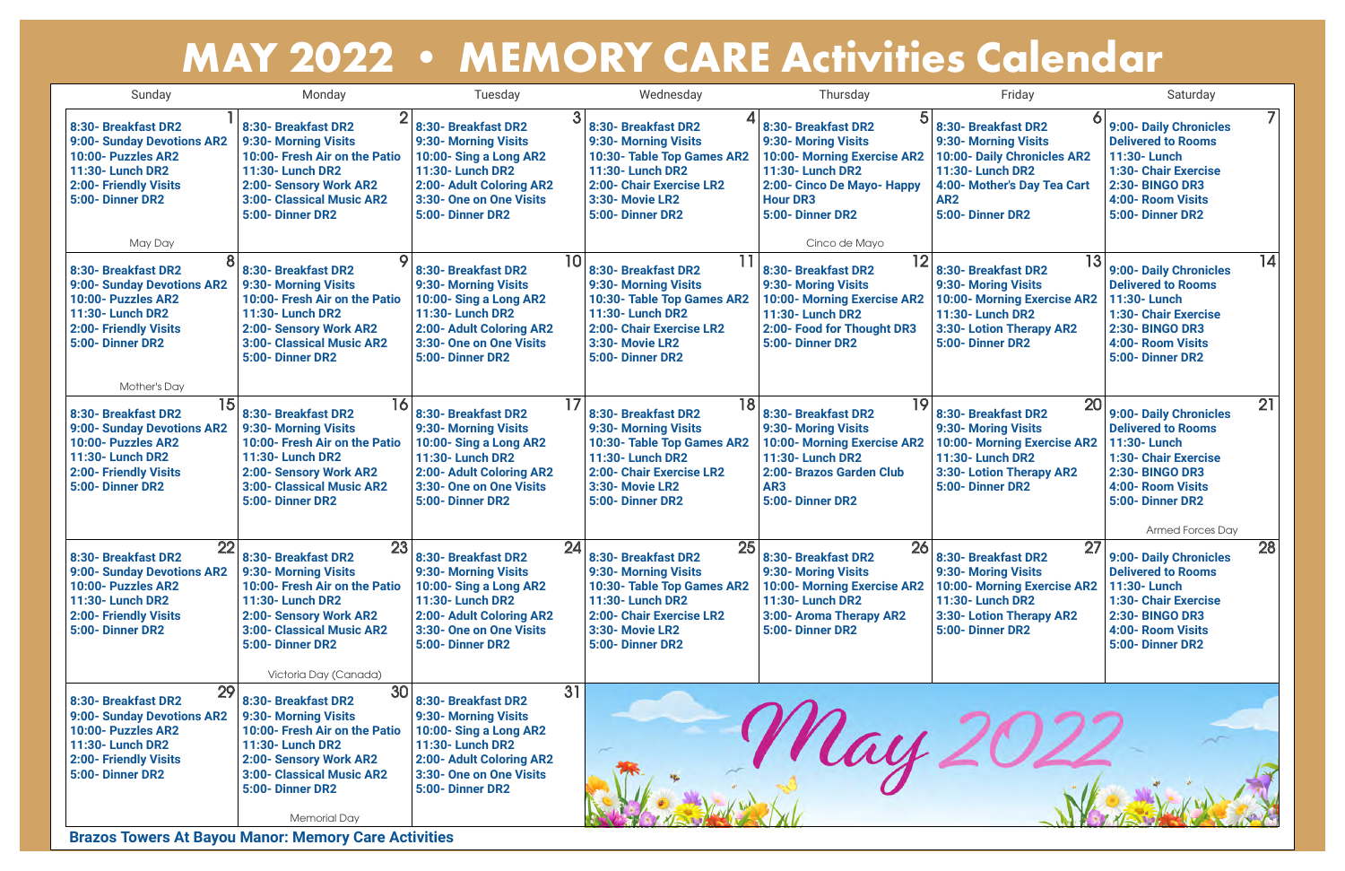# MAY 2022 • MEMORY CARE Activities Calendar

| Sunday | Monday | Tuesday | Wednesday | Thursday | Friday | Saturday |
|---|---|---|---|---|---|---|
| **1**<br>8:30- Breakfast DR2<br>9:00- Sunday Devotions AR2<br>10:00- Puzzles AR2<br>11:30- Lunch DR2<br>2:00- Friendly Visits<br>5:00- Dinner DR2<br>May Day | **2**<br>8:30- Breakfast DR2<br>9:30- Morning Visits<br>10:00- Fresh Air on the Patio<br>11:30- Lunch DR2<br>2:00- Sensory Work AR2<br>3:00- Classical Music AR2<br>5:00- Dinner DR2 | **3**<br>8:30- Breakfast DR2<br>9:30- Morning Visits<br>10:00- Sing a Long AR2<br>11:30- Lunch DR2<br>2:00- Adult Coloring AR2<br>3:30- One on One Visits<br>5:00- Dinner DR2 | **4**<br>8:30- Breakfast DR2<br>9:30- Morning Visits<br>10:30- Table Top Games AR2<br>11:30- Lunch DR2<br>2:00- Chair Exercise LR2<br>3:30- Movie LR2<br>5:00- Dinner DR2 | **5**<br>8:30- Breakfast DR2<br>9:30- Moring Visits<br>10:00- Morning Exercise AR2<br>11:30- Lunch DR2<br>2:00- Cinco De Mayo- Happy Hour DR3<br>5:00- Dinner DR2<br>Cinco de Mayo | **6**<br>8:30- Breakfast DR2<br>9:30- Morning Visits<br>10:00- Daily Chronicles AR2<br>11:30- Lunch DR2<br>4:00- Mother's Day Tea Cart AR2<br>5:00- Dinner DR2 | **7**<br>9:00- Daily Chronicles Delivered to Rooms<br>11:30- Lunch<br>1:30- Chair Exercise<br>2:30- BINGO DR3<br>4:00- Room Visits<br>5:00- Dinner DR2 |
| **8**<br>8:30- Breakfast DR2<br>9:00- Sunday Devotions AR2<br>10:00- Puzzles AR2<br>11:30- Lunch DR2<br>2:00- Friendly Visits<br>5:00- Dinner DR2<br>Mother's Day | **9**<br>8:30- Breakfast DR2<br>9:30- Morning Visits<br>10:00- Fresh Air on the Patio<br>11:30- Lunch DR2<br>2:00- Sensory Work AR2<br>3:00- Classical Music AR2<br>5:00- Dinner DR2 | **10**<br>8:30- Breakfast DR2<br>9:30- Morning Visits<br>10:00- Sing a Long AR2<br>11:30- Lunch DR2<br>2:00- Adult Coloring AR2<br>3:30- One on One Visits<br>5:00- Dinner DR2 | **11**<br>8:30- Breakfast DR2<br>9:30- Morning Visits<br>10:30- Table Top Games AR2<br>11:30- Lunch DR2<br>2:00- Chair Exercise LR2<br>3:30- Movie LR2<br>5:00- Dinner DR2 | **12**<br>8:30- Breakfast DR2<br>9:30- Moring Visits<br>10:00- Morning Exercise AR2<br>11:30- Lunch DR2<br>2:00- Food for Thought DR3<br>5:00- Dinner DR2 | **13**<br>8:30- Breakfast DR2<br>9:30- Moring Visits<br>10:00- Morning Exercise AR2<br>11:30- Lunch DR2<br>3:30- Lotion Therapy AR2<br>5:00- Dinner DR2 | **14**<br>9:00- Daily Chronicles Delivered to Rooms<br>11:30- Lunch<br>1:30- Chair Exercise<br>2:30- BINGO DR3<br>4:00- Room Visits<br>5:00- Dinner DR2 |
| **15**<br>8:30- Breakfast DR2<br>9:00- Sunday Devotions AR2<br>10:00- Puzzles AR2<br>11:30- Lunch DR2<br>2:00- Friendly Visits<br>5:00- Dinner DR2 | **16**<br>8:30- Breakfast DR2<br>9:30- Morning Visits<br>10:00- Fresh Air on the Patio<br>11:30- Lunch DR2<br>2:00- Sensory Work AR2<br>3:00- Classical Music AR2<br>5:00- Dinner DR2 | **17**<br>8:30- Breakfast DR2<br>9:30- Morning Visits<br>10:00- Sing a Long AR2<br>11:30- Lunch DR2<br>2:00- Adult Coloring AR2<br>3:30- One on One Visits<br>5:00- Dinner DR2 | **18**<br>8:30- Breakfast DR2<br>9:30- Morning Visits<br>10:30- Table Top Games AR2<br>11:30- Lunch DR2<br>2:00- Chair Exercise LR2<br>3:30- Movie LR2<br>5:00- Dinner DR2 | **19**<br>8:30- Breakfast DR2<br>9:30- Moring Visits<br>10:00- Morning Exercise AR2<br>11:30- Lunch DR2<br>2:00- Brazos Garden Club AR3<br>5:00- Dinner DR2 | **20**<br>8:30- Breakfast DR2<br>9:30- Moring Visits<br>10:00- Morning Exercise AR2<br>11:30- Lunch DR2<br>3:30- Lotion Therapy AR2<br>5:00- Dinner DR2 | **21**<br>9:00- Daily Chronicles Delivered to Rooms<br>11:30- Lunch<br>1:30- Chair Exercise<br>2:30- BINGO DR3<br>4:00- Room Visits<br>5:00- Dinner DR2<br>Armed Forces Day |
| **22**<br>8:30- Breakfast DR2<br>9:00- Sunday Devotions AR2<br>10:00- Puzzles AR2<br>11:30- Lunch DR2<br>2:00- Friendly Visits<br>5:00- Dinner DR2 | **23**<br>8:30- Breakfast DR2<br>9:30- Morning Visits<br>10:00- Fresh Air on the Patio<br>11:30- Lunch DR2<br>2:00- Sensory Work AR2<br>3:00- Classical Music AR2<br>5:00- Dinner DR2<br>Victoria Day (Canada) | **24**<br>8:30- Breakfast DR2<br>9:30- Morning Visits<br>10:00- Sing a Long AR2<br>11:30- Lunch DR2<br>2:00- Adult Coloring AR2<br>3:30- One on One Visits<br>5:00- Dinner DR2 | **25**<br>8:30- Breakfast DR2<br>9:30- Morning Visits<br>10:30- Table Top Games AR2<br>11:30- Lunch DR2<br>2:00- Chair Exercise LR2<br>3:30- Movie LR2<br>5:00- Dinner DR2 | **26**<br>8:30- Breakfast DR2<br>9:30- Moring Visits<br>10:00- Morning Exercise AR2<br>11:30- Lunch DR2<br>3:00- Aroma Therapy AR2<br>5:00- Dinner DR2 | **27**<br>8:30- Breakfast DR2<br>9:30- Moring Visits<br>10:00- Morning Exercise AR2<br>11:30- Lunch DR2<br>3:30- Lotion Therapy AR2<br>5:00- Dinner DR2 | **28**<br>9:00- Daily Chronicles Delivered to Rooms<br>11:30- Lunch<br>1:30- Chair Exercise<br>2:30- BINGO DR3<br>4:00- Room Visits<br>5:00- Dinner DR2 |
| **29**<br>8:30- Breakfast DR2<br>9:00- Sunday Devotions AR2<br>10:00- Puzzles AR2<br>11:30- Lunch DR2<br>2:00- Friendly Visits<br>5:00- Dinner DR2 | **30**<br>8:30- Breakfast DR2<br>9:30- Morning Visits<br>10:00- Fresh Air on the Patio<br>11:30- Lunch DR2<br>2:00- Sensory Work AR2<br>3:00- Classical Music AR2<br>5:00- Dinner DR2<br>Memorial Day | **31**<br>8:30- Breakfast DR2<br>9:30- Morning Visits<br>10:00- Sing a Long AR2<br>11:30- Lunch DR2<br>2:00- Adult Coloring AR2<br>3:30- One on One Visits<br>5:00- Dinner DR2 | May 2022 | | | |

**Brazos Towers At Bayou Manor: Memory Care Activities**